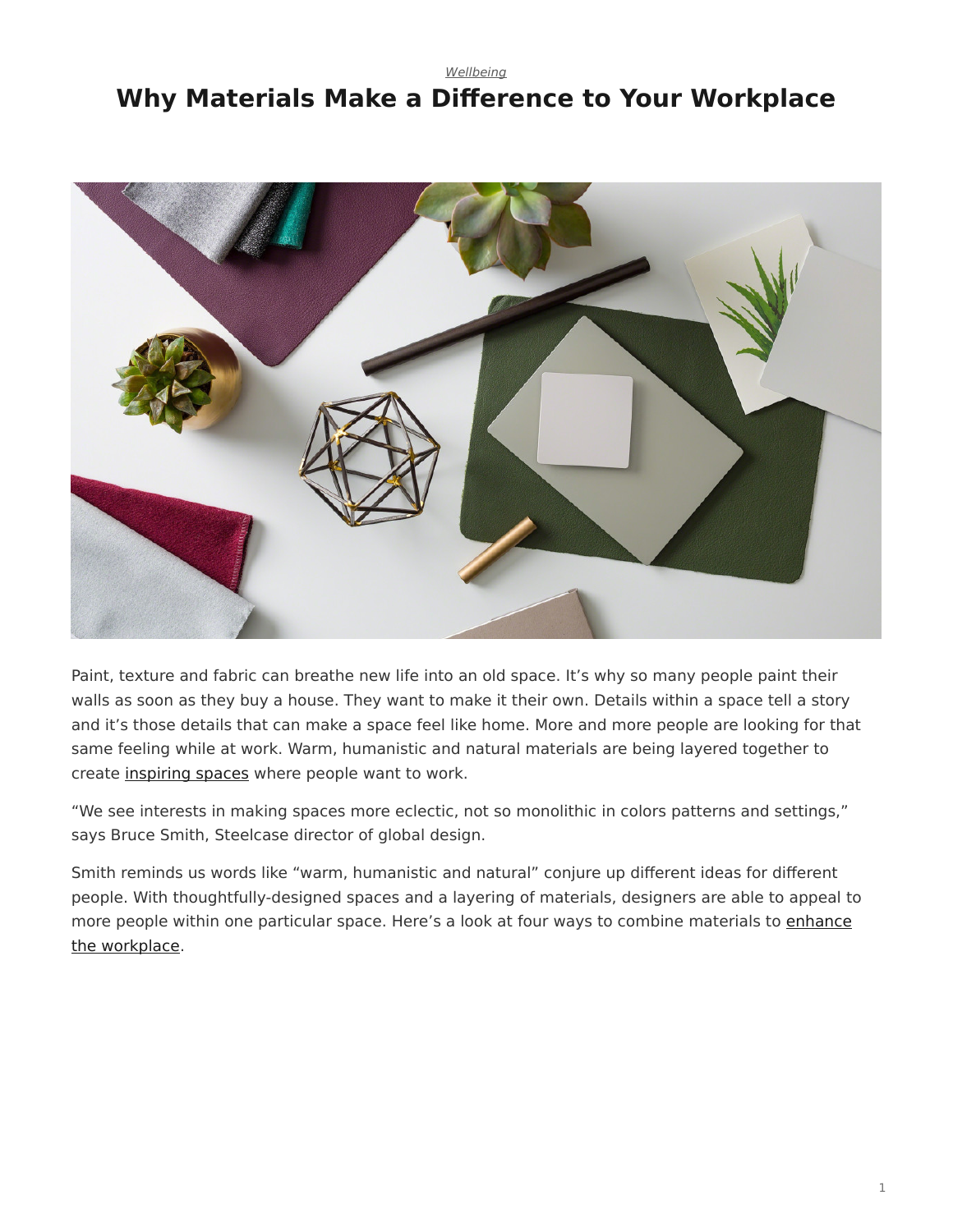*Wellbeing*

# Why Materials Make a Difference to Your Workplace

Paint, texture and fabric can breathe new life into an old space. It's why so many people paint their walls as soon as they buy a house. They want to make it their own. Details within a space tell a story and it's those details that can make a space feel like home. More and more people are looking for that same feeling while at work. Warm, humanistic and natural materials are being layered together to create inspiring spaces where people want to work.

"We see interests in making spaces more eclectic, not so monolithic in colors patterns and settings," says Bruce Smith, Steelcase director of global design.

Smith reminds us words like "warm, humanistic and natural" conjure up different ideas for different people. With thoughtfully-designed spaces and a layering of materials, designers are able to appeal to more people within one particular space. Here's a look at four ways to combine materials to enhance the workplace.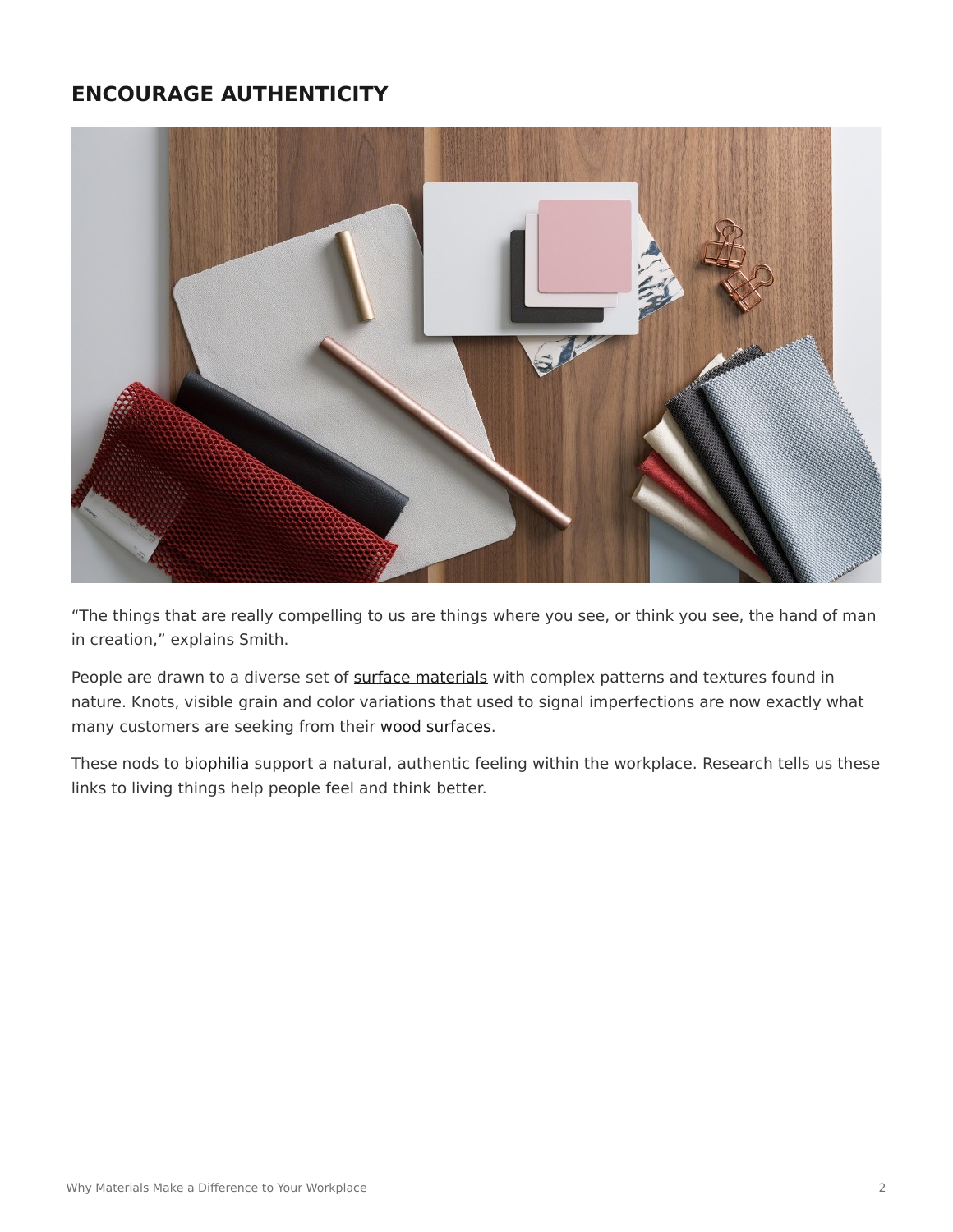## ENCOURAGE AUTHENTICITY

"The things that are really compelling to us are things where you see, or think you see, the hand of man in creation," explains Smith.

People are drawn to a diverse set of surface materials with complex patterns and textures found in nature. Knots, visible grain and color variations that used to signal imperfections are now exactly what many customers are seeking from their wood surfaces.

These nods to biophilia support a natural, authentic feeling within the workplace. Research tells us these links to living things help people feel and think better.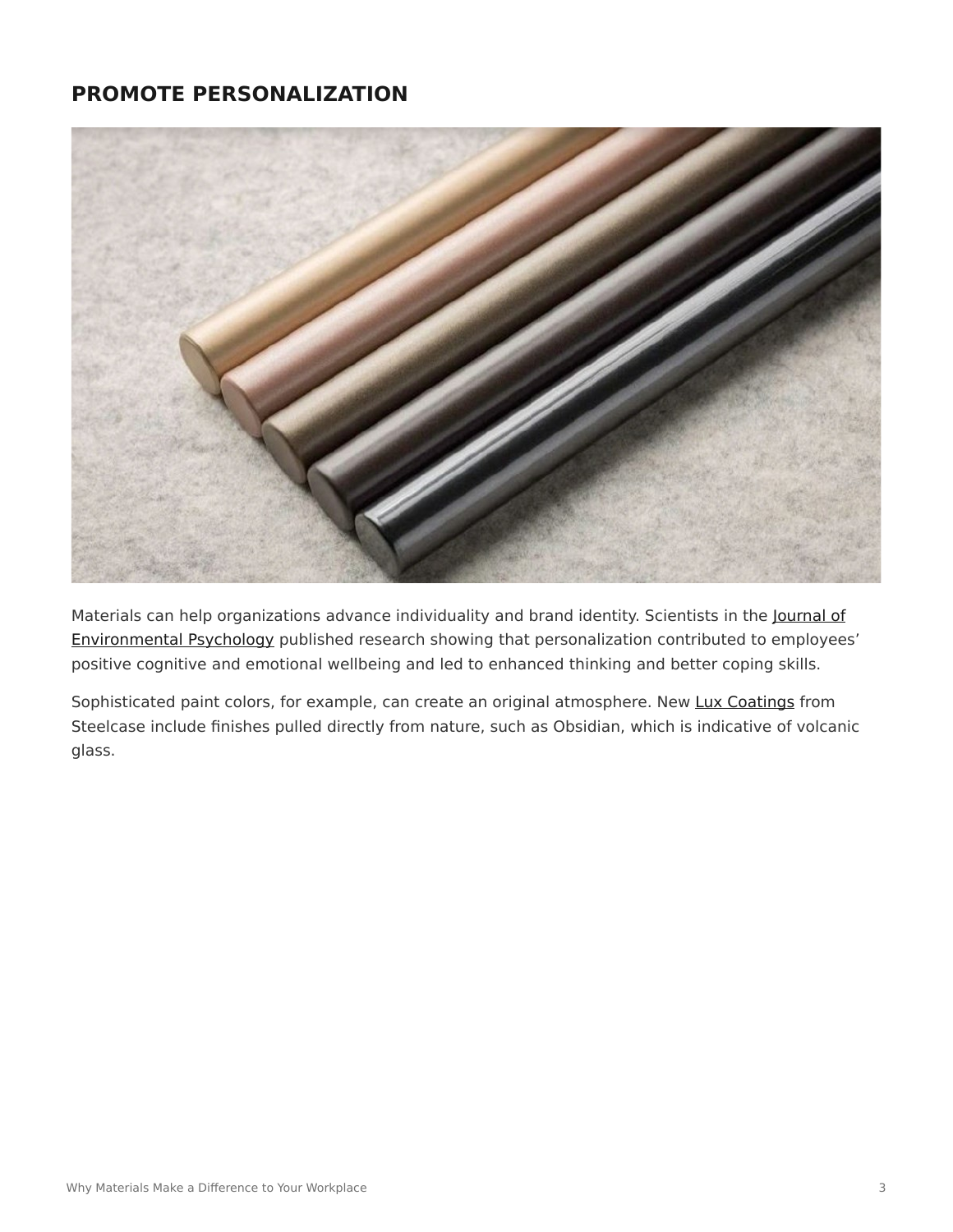## PROMOTE PERSONALIZATION

Materials can help organizations advance individuality and brand identity. Scientists in the Journal of Environmental Psychology published research showing that personalization contributed to employees' positive cognitive and emotional wellbeing and led to enhanced thinking and better coping skills.

Sophisticated paint colors, for example, can create an original atmosphere. New Lux Coatings from Steelcase include finishes pulled directly from nature, such as Obsidian, which is indicative of volcanic glass.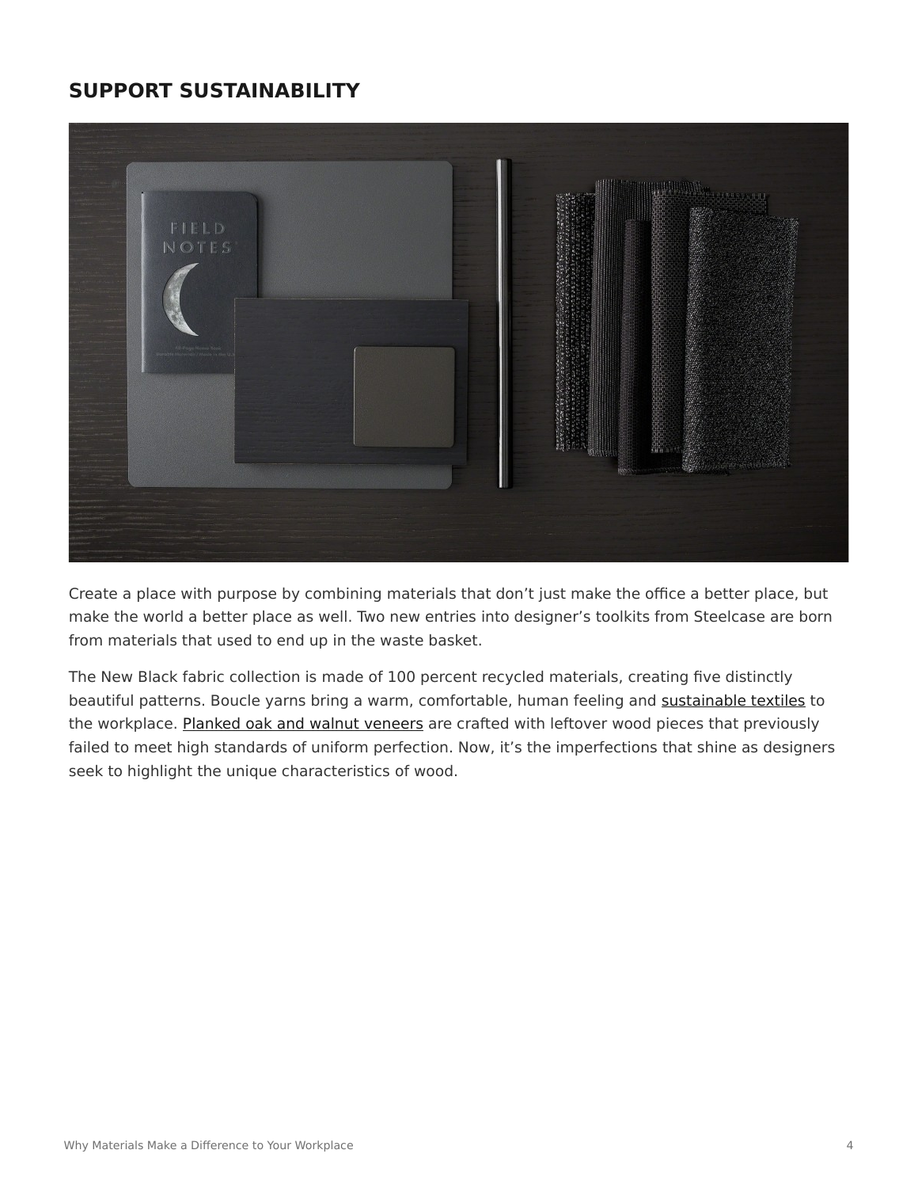## SUPPORT SUSTAINABILITY

Create a place with purpose by combining materials that don't just make the office a better place, but make the world a better place as well. Two new entries into designer's toolkits from Steelcase are born from materials that used to end up in the waste basket.

The New Black fabric collection is made of 100 percent recycled materials, creating five distinctly beautiful patterns. Boucle yarns bring a warm, comfortable, human feeling and sustainable textiles to the workplace. Planked oak and walnut veneers are crafted with leftover wood pieces that previously failed to meet high standards of uniform perfection. Now, it's the imperfections that shine as designers seek to highlight the unique characteristics of wood.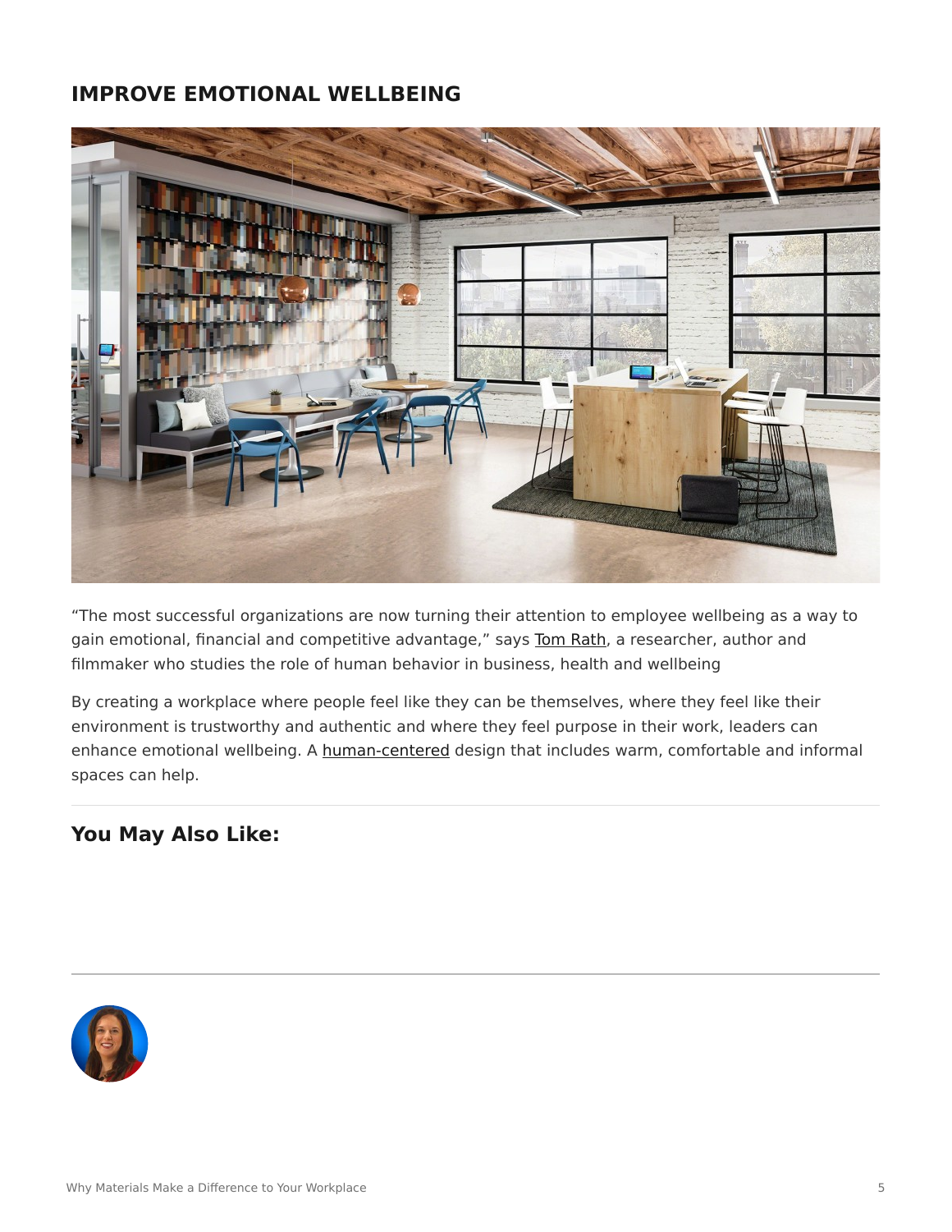## IMPROVE EMOTIONAL WELLBEING

“The most successful organizations are now turning their attention to employee wellbeing as a way to gain emotional, financial and competitive advantage,” says Tom Rath, a researcher, author and filmmaker who studies the role of human behavior in business, health and wellbeing

By creating a workplace where people feel like they can be themselves, where they feel like their environment is trustworthy and authentic and where they feel purpose in their work, leaders can enhance emotional wellbeing. A human-centered design that includes warm, comfortable and informal spaces can help.

---

### You May Also Like:

---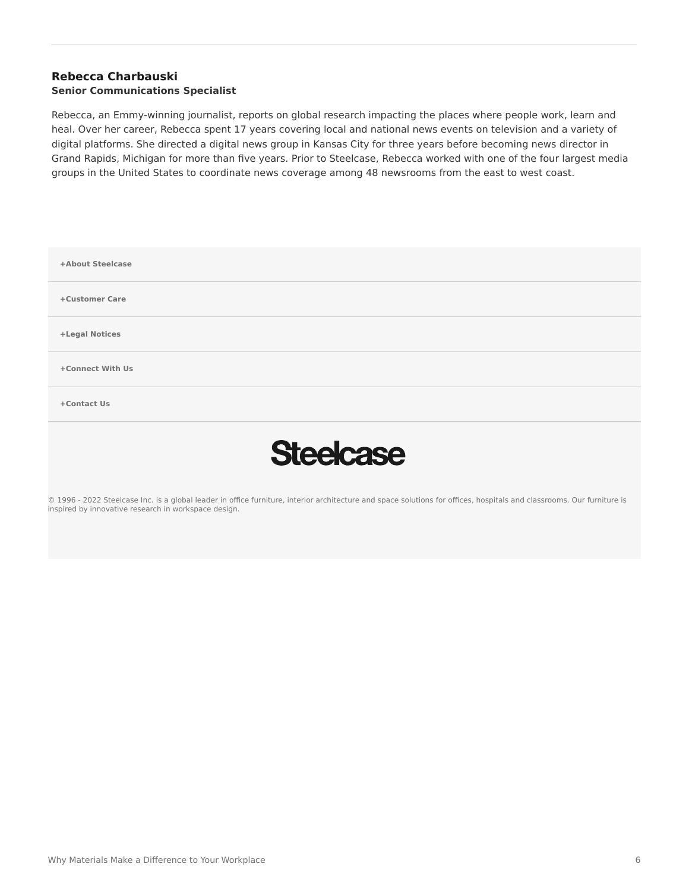**Rebecca Charbauski**
**Senior Communications Specialist**

Rebecca, an Emmy-winning journalist, reports on global research impacting the places where people work, learn and heal. Over her career, Rebecca spent 17 years covering local and national news events on television and a variety of digital platforms. She directed a digital news group in Kansas City for three years before becoming news director in Grand Rapids, Michigan for more than five years. Prior to Steelcase, Rebecca worked with one of the four largest media groups in the United States to coordinate news coverage among 48 newsrooms from the east to west coast.

**+About Steelcase**

**+Customer Care**

**+Legal Notices**

**+Connect With Us**

**+Contact Us**

Steelcase

© 1996 - 2022 Steelcase Inc. is a global leader in office furniture, interior architecture and space solutions for offices, hospitals and classrooms. Our furniture is inspired by innovative research in workspace design.